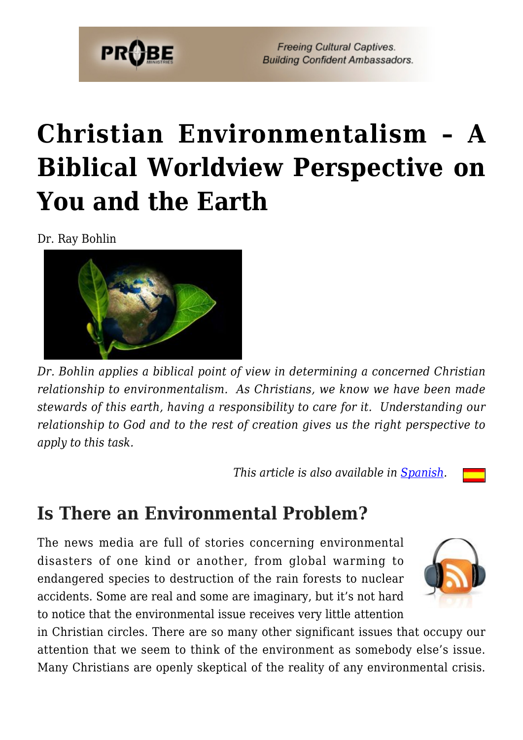# Christian Environmentalism – A Biblical Worldview Perspective on You and the Earth

Dr. Ray Bohlin

*Dr. Bohlin applies a biblical point of view in determining a concerned Christian relationship to environmentalism. As Christians, we know we have been made stewards of this earth, having a responsibility to care for it. Understanding our relationship to God and to the rest of creation gives us the right perspective to apply to this task.*

*This article is also available in [Spanish](#).*

## Is There an Environmental Problem?

The news media are full of stories concerning environmental disasters of one kind or another, from global warming to endangered species to destruction of the rain forests to nuclear accidents. Some are real and some are imaginary, but it's not hard to notice that the environmental issue receives very little attention in Christian circles. There are so many other significant issues that occupy our attention that we seem to think of the environment as somebody else's issue. Many Christians are openly skeptical of the reality of any environmental crisis.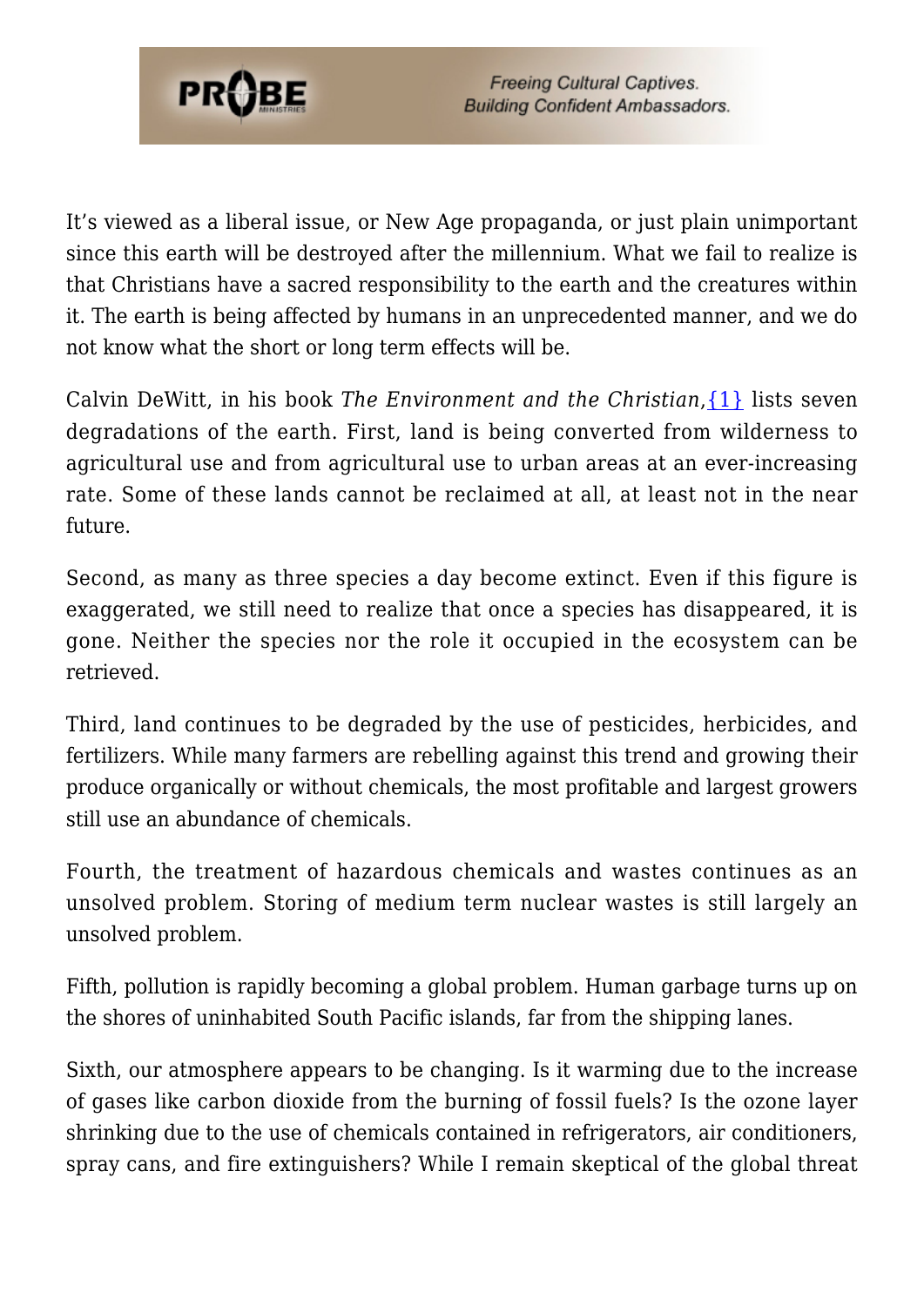It's viewed as a liberal issue, or New Age propaganda, or just plain unimportant since this earth will be destroyed after the millennium. What we fail to realize is that Christians have a sacred responsibility to the earth and the creatures within it. The earth is being affected by humans in an unprecedented manner, and we do not know what the short or long term effects will be.

Calvin DeWitt, in his book *The Environment and the Christian*,[1] lists seven degradations of the earth. First, land is being converted from wilderness to agricultural use and from agricultural use to urban areas at an ever-increasing rate. Some of these lands cannot be reclaimed at all, at least not in the near future.

Second, as many as three species a day become extinct. Even if this figure is exaggerated, we still need to realize that once a species has disappeared, it is gone. Neither the species nor the role it occupied in the ecosystem can be retrieved.

Third, land continues to be degraded by the use of pesticides, herbicides, and fertilizers. While many farmers are rebelling against this trend and growing their produce organically or without chemicals, the most profitable and largest growers still use an abundance of chemicals.

Fourth, the treatment of hazardous chemicals and wastes continues as an unsolved problem. Storing of medium term nuclear wastes is still largely an unsolved problem.

Fifth, pollution is rapidly becoming a global problem. Human garbage turns up on the shores of uninhabited South Pacific islands, far from the shipping lanes.

Sixth, our atmosphere appears to be changing. Is it warming due to the increase of gases like carbon dioxide from the burning of fossil fuels? Is the ozone layer shrinking due to the use of chemicals contained in refrigerators, air conditioners, spray cans, and fire extinguishers? While I remain skeptical of the global threat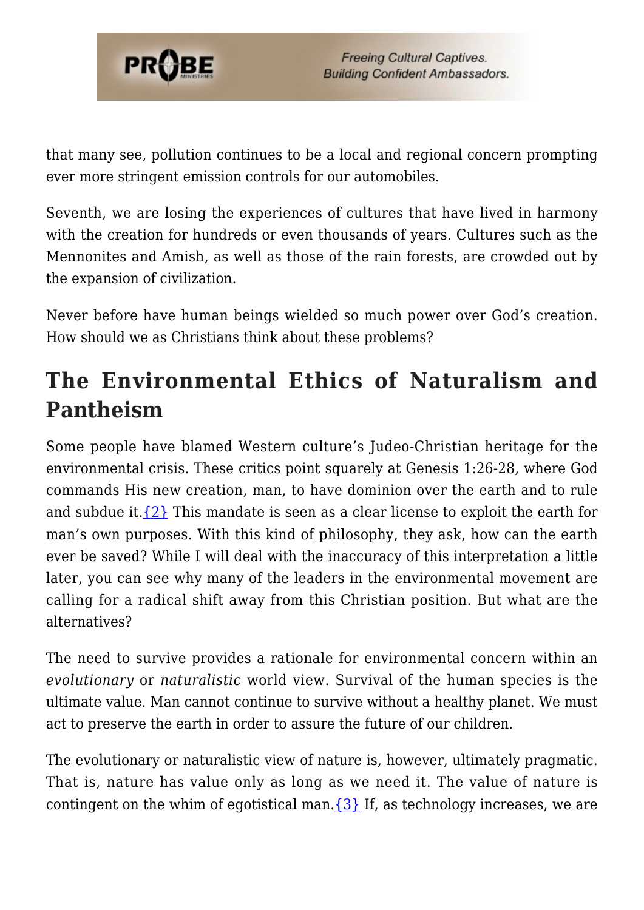that many see, pollution continues to be a local and regional concern prompting ever more stringent emission controls for our automobiles.

Seventh, we are losing the experiences of cultures that have lived in harmony with the creation for hundreds or even thousands of years. Cultures such as the Mennonites and Amish, as well as those of the rain forests, are crowded out by the expansion of civilization.

Never before have human beings wielded so much power over God's creation. How should we as Christians think about these problems?

## The Environmental Ethics of Naturalism and Pantheism

Some people have blamed Western culture's Judeo-Christian heritage for the environmental crisis. These critics point squarely at Genesis 1:26-28, where God commands His new creation, man, to have dominion over the earth and to rule and subdue it.{2} This mandate is seen as a clear license to exploit the earth for man's own purposes. With this kind of philosophy, they ask, how can the earth ever be saved? While I will deal with the inaccuracy of this interpretation a little later, you can see why many of the leaders in the environmental movement are calling for a radical shift away from this Christian position. But what are the alternatives?

The need to survive provides a rationale for environmental concern within an *evolutionary* or *naturalistic* world view. Survival of the human species is the ultimate value. Man cannot continue to survive without a healthy planet. We must act to preserve the earth in order to assure the future of our children.

The evolutionary or naturalistic view of nature is, however, ultimately pragmatic. That is, nature has value only as long as we need it. The value of nature is contingent on the whim of egotistical man.{3} If, as technology increases, we are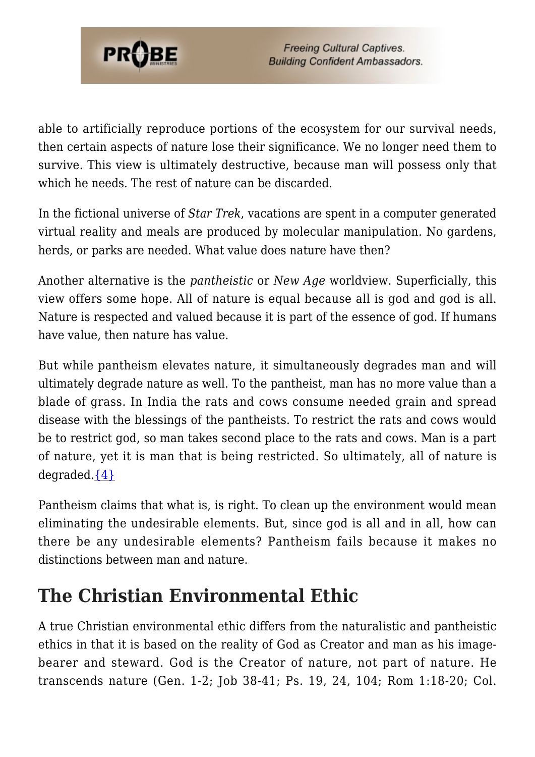able to artificially reproduce portions of the ecosystem for our survival needs, then certain aspects of nature lose their significance. We no longer need them to survive. This view is ultimately destructive, because man will possess only that which he needs. The rest of nature can be discarded.

In the fictional universe of *Star Trek*, vacations are spent in a computer generated virtual reality and meals are produced by molecular manipulation. No gardens, herds, or parks are needed. What value does nature have then?

Another alternative is the *pantheistic* or *New Age* worldview. Superficially, this view offers some hope. All of nature is equal because all is god and god is all. Nature is respected and valued because it is part of the essence of god. If humans have value, then nature has value.

But while pantheism elevates nature, it simultaneously degrades man and will ultimately degrade nature as well. To the pantheist, man has no more value than a blade of grass. In India the rats and cows consume needed grain and spread disease with the blessings of the pantheists. To restrict the rats and cows would be to restrict god, so man takes second place to the rats and cows. Man is a part of nature, yet it is man that is being restricted. So ultimately, all of nature is degraded.{4}

Pantheism claims that what is, is right. To clean up the environment would mean eliminating the undesirable elements. But, since god is all and in all, how can there be any undesirable elements? Pantheism fails because it makes no distinctions between man and nature.

## The Christian Environmental Ethic

A true Christian environmental ethic differs from the naturalistic and pantheistic ethics in that it is based on the reality of God as Creator and man as his image-bearer and steward. God is the Creator of nature, not part of nature. He transcends nature (Gen. 1-2; Job 38-41; Ps. 19, 24, 104; Rom 1:18-20; Col.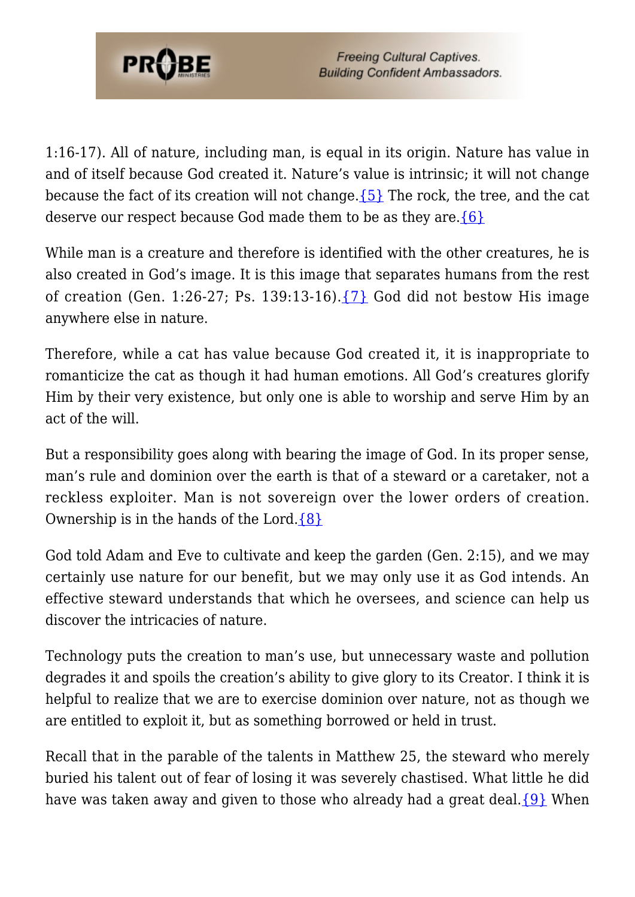1:16-17). All of nature, including man, is equal in its origin. Nature has value in and of itself because God created it. Nature's value is intrinsic; it will not change because the fact of its creation will not change.{5} The rock, the tree, and the cat deserve our respect because God made them to be as they are.{6}

While man is a creature and therefore is identified with the other creatures, he is also created in God's image. It is this image that separates humans from the rest of creation (Gen. 1:26-27; Ps. 139:13-16).{7} God did not bestow His image anywhere else in nature.

Therefore, while a cat has value because God created it, it is inappropriate to romanticize the cat as though it had human emotions. All God's creatures glorify Him by their very existence, but only one is able to worship and serve Him by an act of the will.

But a responsibility goes along with bearing the image of God. In its proper sense, man's rule and dominion over the earth is that of a steward or a caretaker, not a reckless exploiter. Man is not sovereign over the lower orders of creation. Ownership is in the hands of the Lord.{8}

God told Adam and Eve to cultivate and keep the garden (Gen. 2:15), and we may certainly use nature for our benefit, but we may only use it as God intends. An effective steward understands that which he oversees, and science can help us discover the intricacies of nature.

Technology puts the creation to man's use, but unnecessary waste and pollution degrades it and spoils the creation's ability to give glory to its Creator. I think it is helpful to realize that we are to exercise dominion over nature, not as though we are entitled to exploit it, but as something borrowed or held in trust.

Recall that in the parable of the talents in Matthew 25, the steward who merely buried his talent out of fear of losing it was severely chastised. What little he did have was taken away and given to those who already had a great deal.{9} When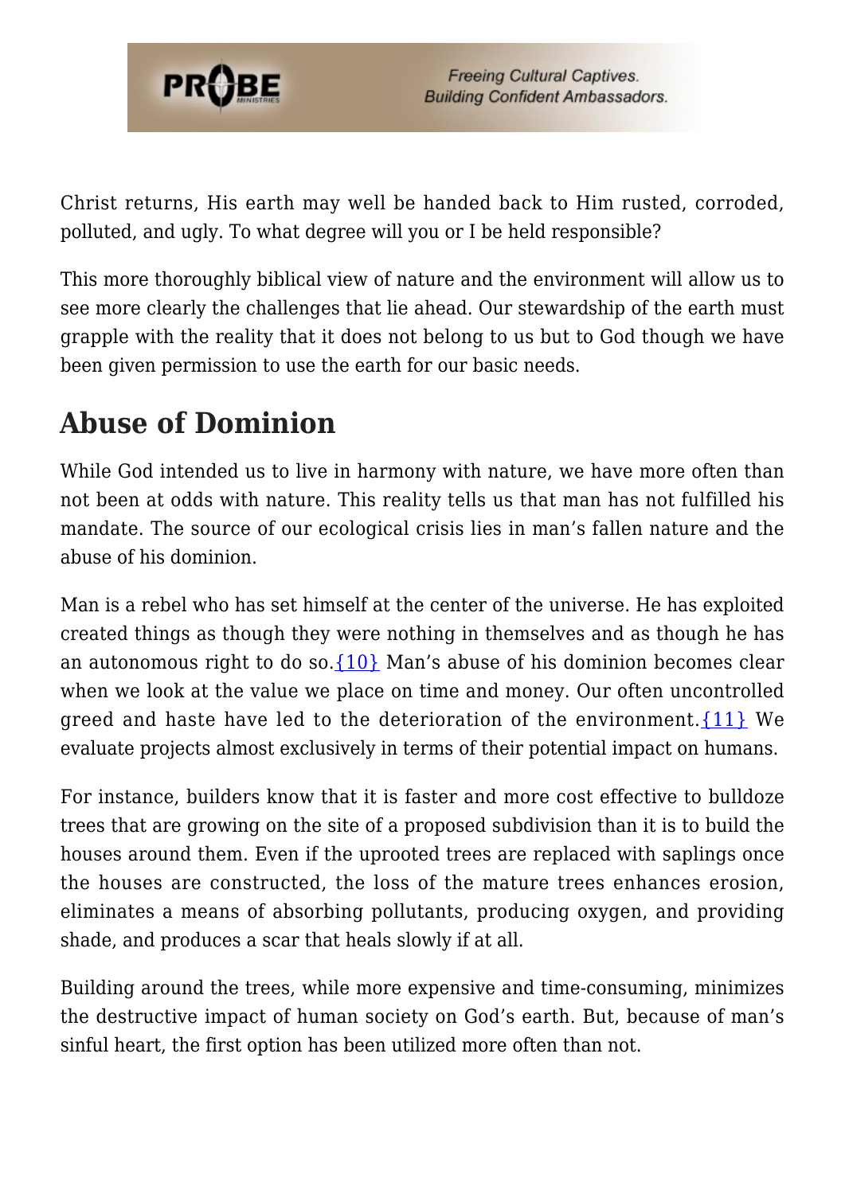Christ returns, His earth may well be handed back to Him rusted, corroded, polluted, and ugly. To what degree will you or I be held responsible?

This more thoroughly biblical view of nature and the environment will allow us to see more clearly the challenges that lie ahead. Our stewardship of the earth must grapple with the reality that it does not belong to us but to God though we have been given permission to use the earth for our basic needs.

## Abuse of Dominion

While God intended us to live in harmony with nature, we have more often than not been at odds with nature. This reality tells us that man has not fulfilled his mandate. The source of our ecological crisis lies in man's fallen nature and the abuse of his dominion.

Man is a rebel who has set himself at the center of the universe. He has exploited created things as though they were nothing in themselves and as though he has an autonomous right to do so.{10} Man's abuse of his dominion becomes clear when we look at the value we place on time and money. Our often uncontrolled greed and haste have led to the deterioration of the environment.{11} We evaluate projects almost exclusively in terms of their potential impact on humans.

For instance, builders know that it is faster and more cost effective to bulldoze trees that are growing on the site of a proposed subdivision than it is to build the houses around them. Even if the uprooted trees are replaced with saplings once the houses are constructed, the loss of the mature trees enhances erosion, eliminates a means of absorbing pollutants, producing oxygen, and providing shade, and produces a scar that heals slowly if at all.

Building around the trees, while more expensive and time-consuming, minimizes the destructive impact of human society on God's earth. But, because of man's sinful heart, the first option has been utilized more often than not.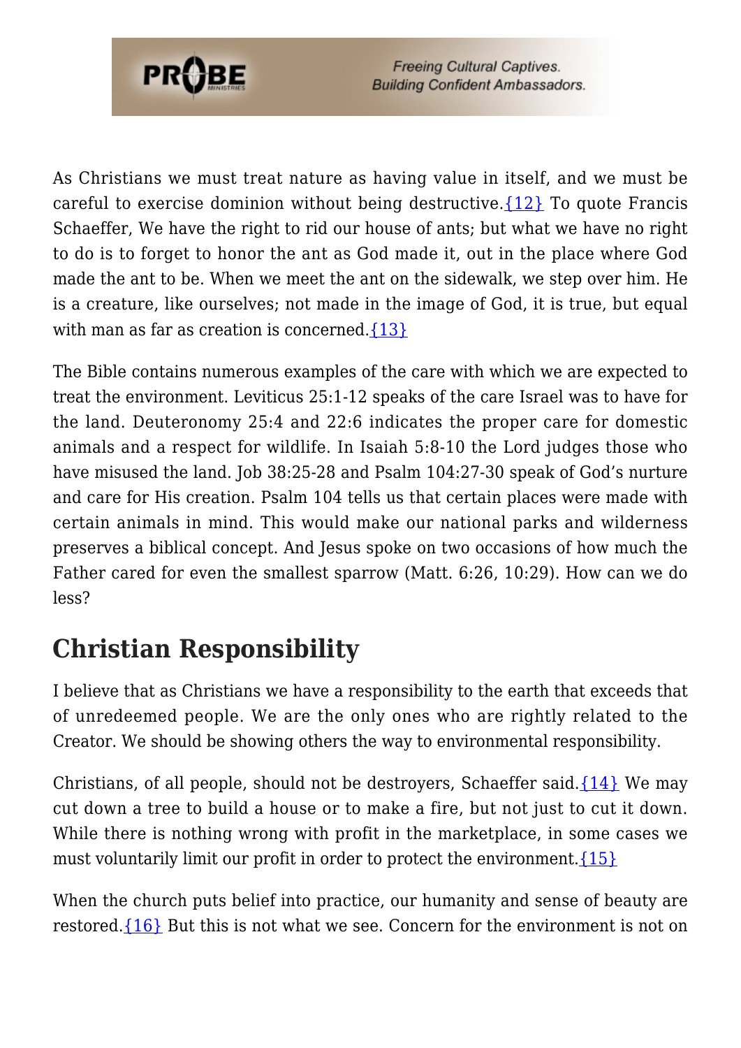As Christians we must treat nature as having value in itself, and we must be careful to exercise dominion without being destructive.{12} To quote Francis Schaeffer, We have the right to rid our house of ants; but what we have no right to do is to forget to honor the ant as God made it, out in the place where God made the ant to be. When we meet the ant on the sidewalk, we step over him. He is a creature, like ourselves; not made in the image of God, it is true, but equal with man as far as creation is concerned.{13}

The Bible contains numerous examples of the care with which we are expected to treat the environment. Leviticus 25:1-12 speaks of the care Israel was to have for the land. Deuteronomy 25:4 and 22:6 indicates the proper care for domestic animals and a respect for wildlife. In Isaiah 5:8-10 the Lord judges those who have misused the land. Job 38:25-28 and Psalm 104:27-30 speak of God's nurture and care for His creation. Psalm 104 tells us that certain places were made with certain animals in mind. This would make our national parks and wilderness preserves a biblical concept. And Jesus spoke on two occasions of how much the Father cared for even the smallest sparrow (Matt. 6:26, 10:29). How can we do less?

## Christian Responsibility

I believe that as Christians we have a responsibility to the earth that exceeds that of unredeemed people. We are the only ones who are rightly related to the Creator. We should be showing others the way to environmental responsibility.

Christians, of all people, should not be destroyers, Schaeffer said.{14} We may cut down a tree to build a house or to make a fire, but not just to cut it down. While there is nothing wrong with profit in the marketplace, in some cases we must voluntarily limit our profit in order to protect the environment.{15}

When the church puts belief into practice, our humanity and sense of beauty are restored.{16} But this is not what we see. Concern for the environment is not on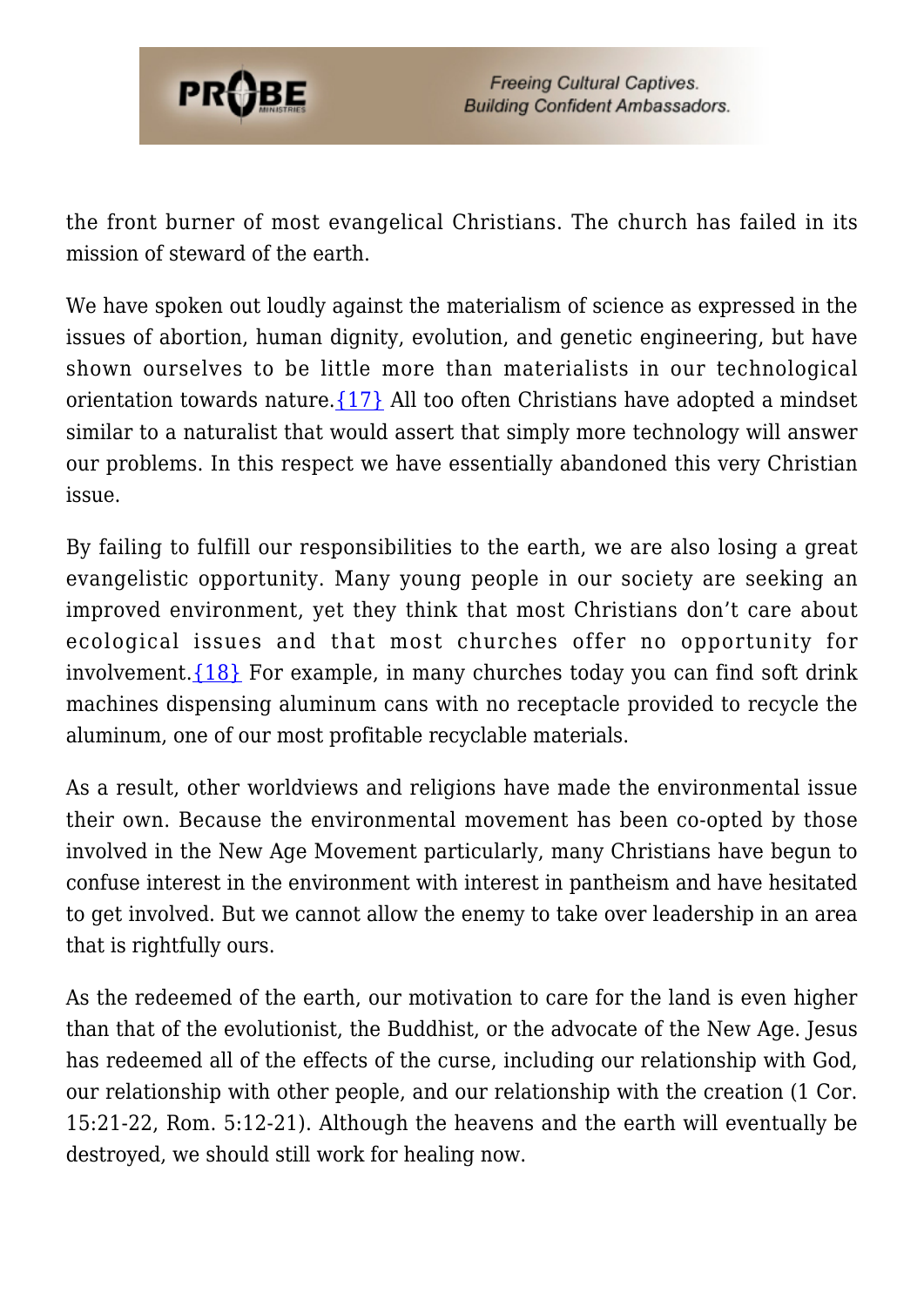the front burner of most evangelical Christians. The church has failed in its mission of steward of the earth.

We have spoken out loudly against the materialism of science as expressed in the issues of abortion, human dignity, evolution, and genetic engineering, but have shown ourselves to be little more than materialists in our technological orientation towards nature.{17} All too often Christians have adopted a mindset similar to a naturalist that would assert that simply more technology will answer our problems. In this respect we have essentially abandoned this very Christian issue.

By failing to fulfill our responsibilities to the earth, we are also losing a great evangelistic opportunity. Many young people in our society are seeking an improved environment, yet they think that most Christians don't care about ecological issues and that most churches offer no opportunity for involvement.{18} For example, in many churches today you can find soft drink machines dispensing aluminum cans with no receptacle provided to recycle the aluminum, one of our most profitable recyclable materials.

As a result, other worldviews and religions have made the environmental issue their own. Because the environmental movement has been co-opted by those involved in the New Age Movement particularly, many Christians have begun to confuse interest in the environment with interest in pantheism and have hesitated to get involved. But we cannot allow the enemy to take over leadership in an area that is rightfully ours.

As the redeemed of the earth, our motivation to care for the land is even higher than that of the evolutionist, the Buddhist, or the advocate of the New Age. Jesus has redeemed all of the effects of the curse, including our relationship with God, our relationship with other people, and our relationship with the creation (1 Cor. 15:21-22, Rom. 5:12-21). Although the heavens and the earth will eventually be destroyed, we should still work for healing now.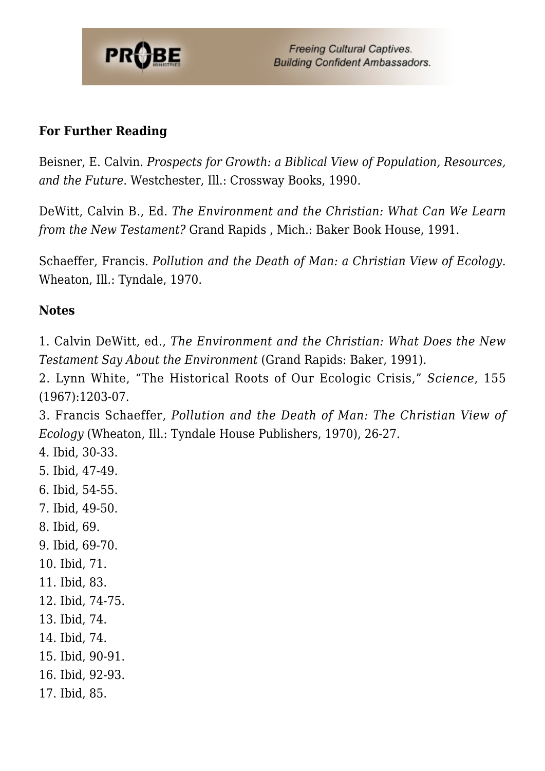**For Further Reading**

Beisner, E. Calvin. *Prospects for Growth: a Biblical View of Population, Resources, and the Future*. Westchester, Ill.: Crossway Books, 1990.

DeWitt, Calvin B., Ed. *The Environment and the Christian: What Can We Learn from the New Testament?* Grand Rapids , Mich.: Baker Book House, 1991.

Schaeffer, Francis. *Pollution and the Death of Man: a Christian View of Ecology.* Wheaton, Ill.: Tyndale, 1970.

**Notes**

1. Calvin DeWitt, ed., *The Environment and the Christian: What Does the New Testament Say About the Environment* (Grand Rapids: Baker, 1991).
2. Lynn White, "The Historical Roots of Our Ecologic Crisis," *Science*, 155 (1967):1203-07.
3. Francis Schaeffer, *Pollution and the Death of Man: The Christian View of Ecology* (Wheaton, Ill.: Tyndale House Publishers, 1970), 26-27.
4. Ibid, 30-33.
5. Ibid, 47-49.
6. Ibid, 54-55.
7. Ibid, 49-50.
8. Ibid, 69.
9. Ibid, 69-70.
10. Ibid, 71.
11. Ibid, 83.
12. Ibid, 74-75.
13. Ibid, 74.
14. Ibid, 74.
15. Ibid, 90-91.
16. Ibid, 92-93.
17. Ibid, 85.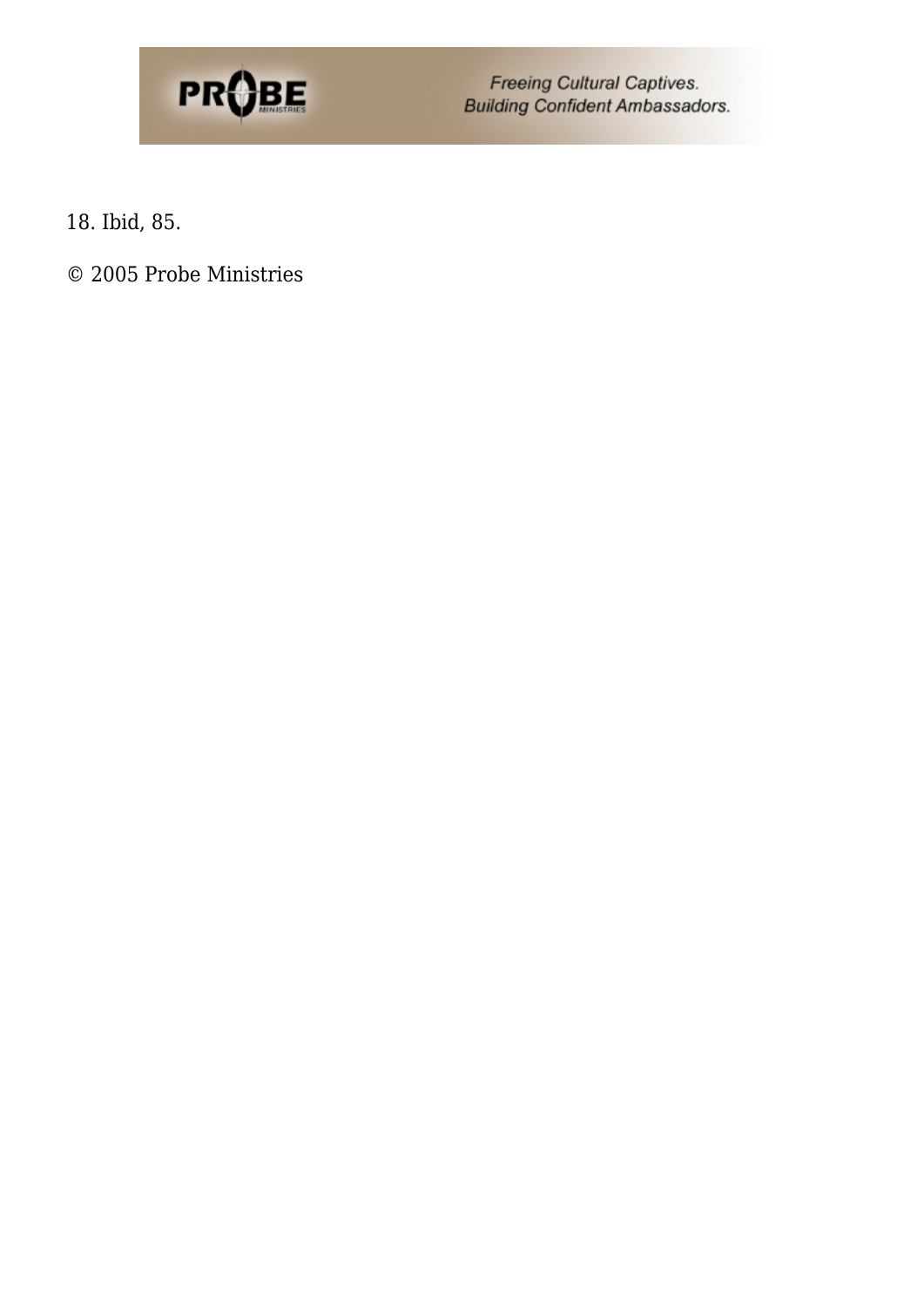18. Ibid, 85.

© 2005 Probe Ministries